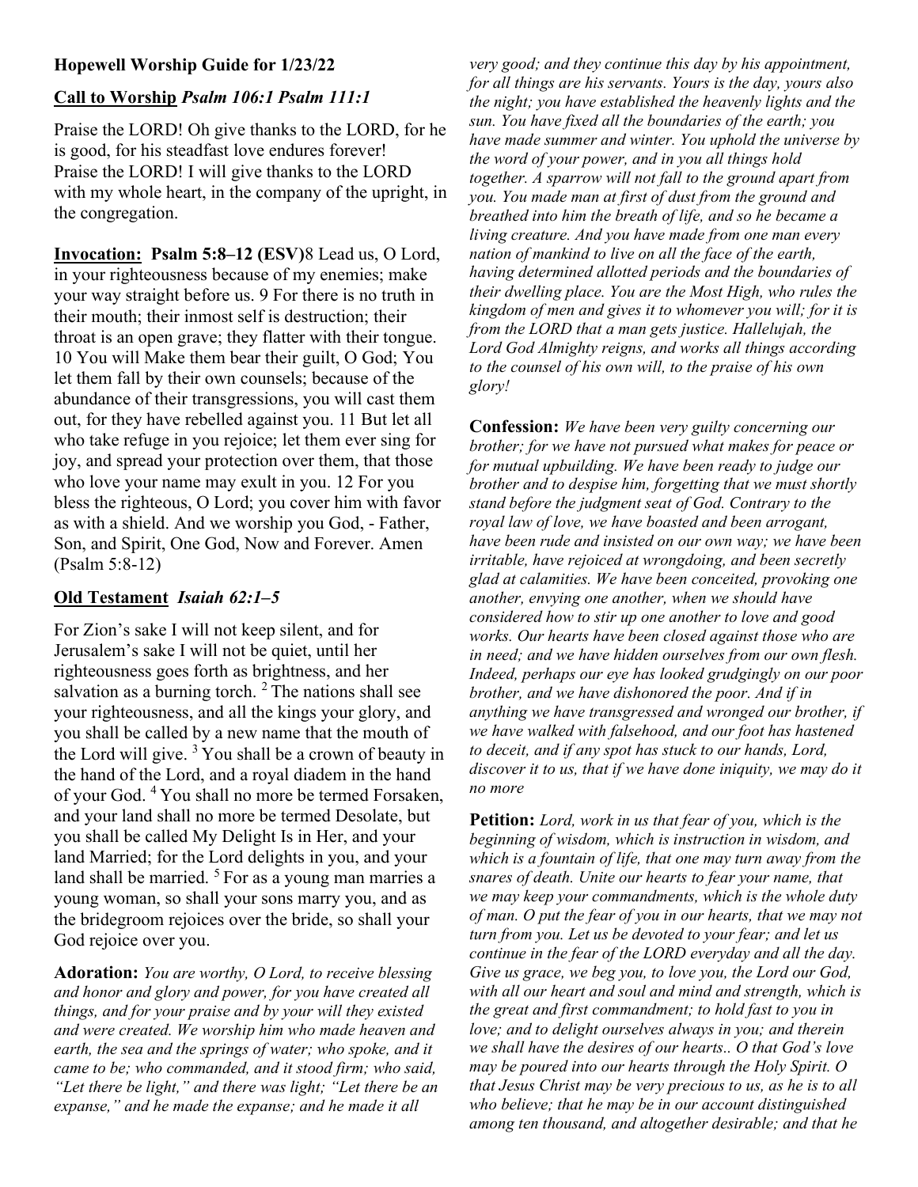**Hopewell Worship Guide for 1/23/22**

**Call to Worship** ***Psalm 106:1 Psalm 111:1***

Praise the LORD! Oh give thanks to the LORD, for he is good, for his steadfast love endures forever! Praise the LORD! I will give thanks to the LORD with my whole heart, in the company of the upright, in the congregation.

**Invocation: Psalm 5:8–12 (ESV)**8 Lead us, O Lord, in your righteousness because of my enemies; make your way straight before us. 9 For there is no truth in their mouth; their inmost self is destruction; their throat is an open grave; they flatter with their tongue. 10 You will Make them bear their guilt, O God; You let them fall by their own counsels; because of the abundance of their transgressions, you will cast them out, for they have rebelled against you. 11 But let all who take refuge in you rejoice; let them ever sing for joy, and spread your protection over them, that those who love your name may exult in you. 12 For you bless the righteous, O Lord; you cover him with favor as with a shield. And we worship you God, - Father, Son, and Spirit, One God, Now and Forever. Amen (Psalm 5:8-12)

**Old Testament** ***Isaiah 62:1–5***

For Zion's sake I will not keep silent, and for Jerusalem's sake I will not be quiet, until her righteousness goes forth as brightness, and her salvation as a burning torch. [2] The nations shall see your righteousness, and all the kings your glory, and you shall be called by a new name that the mouth of the Lord will give. [3] You shall be a crown of beauty in the hand of the Lord, and a royal diadem in the hand of your God. [4] You shall no more be termed Forsaken, and your land shall no more be termed Desolate, but you shall be called My Delight Is in Her, and your land Married; for the Lord delights in you, and your land shall be married. [5] For as a young man marries a young woman, so shall your sons marry you, and as the bridegroom rejoices over the bride, so shall your God rejoice over you.

**Adoration:** *You are worthy, O Lord, to receive blessing and honor and glory and power, for you have created all things, and for your praise and by your will they existed and were created. We worship him who made heaven and earth, the sea and the springs of water; who spoke, and it came to be; who commanded, and it stood firm; who said, "Let there be light," and there was light; "Let there be an expanse," and he made the expanse; and he made it all very good; and they continue this day by his appointment, for all things are his servants. Yours is the day, yours also the night; you have established the heavenly lights and the sun. You have fixed all the boundaries of the earth; you have made summer and winter. You uphold the universe by the word of your power, and in you all things hold together. A sparrow will not fall to the ground apart from you. You made man at first of dust from the ground and breathed into him the breath of life, and so he became a living creature. And you have made from one man every nation of mankind to live on all the face of the earth, having determined allotted periods and the boundaries of their dwelling place. You are the Most High, who rules the kingdom of men and gives it to whomever you will; for it is from the LORD that a man gets justice. Hallelujah, the Lord God Almighty reigns, and works all things according to the counsel of his own will, to the praise of his own glory!*

**Confession:** *We have been very guilty concerning our brother; for we have not pursued what makes for peace or for mutual upbuilding. We have been ready to judge our brother and to despise him, forgetting that we must shortly stand before the judgment seat of God. Contrary to the royal law of love, we have boasted and been arrogant, have been rude and insisted on our own way; we have been irritable, have rejoiced at wrongdoing, and been secretly glad at calamities. We have been conceited, provoking one another, envying one another, when we should have considered how to stir up one another to love and good works. Our hearts have been closed against those who are in need; and we have hidden ourselves from our own flesh. Indeed, perhaps our eye has looked grudgingly on our poor brother, and we have dishonored the poor. And if in anything we have transgressed and wronged our brother, if we have walked with falsehood, and our foot has hastened to deceit, and if any spot has stuck to our hands, Lord, discover it to us, that if we have done iniquity, we may do it no more*

**Petition:** *Lord, work in us that fear of you, which is the beginning of wisdom, which is instruction in wisdom, and which is a fountain of life, that one may turn away from the snares of death. Unite our hearts to fear your name, that we may keep your commandments, which is the whole duty of man. O put the fear of you in our hearts, that we may not turn from you. Let us be devoted to your fear; and let us continue in the fear of the LORD everyday and all the day. Give us grace, we beg you, to love you, the Lord our God, with all our heart and soul and mind and strength, which is the great and first commandment; to hold fast to you in love; and to delight ourselves always in you; and therein we shall have the desires of our hearts.. O that God's love may be poured into our hearts through the Holy Spirit. O that Jesus Christ may be very precious to us, as he is to all who believe; that he may be in our account distinguished among ten thousand, and altogether desirable; and that he*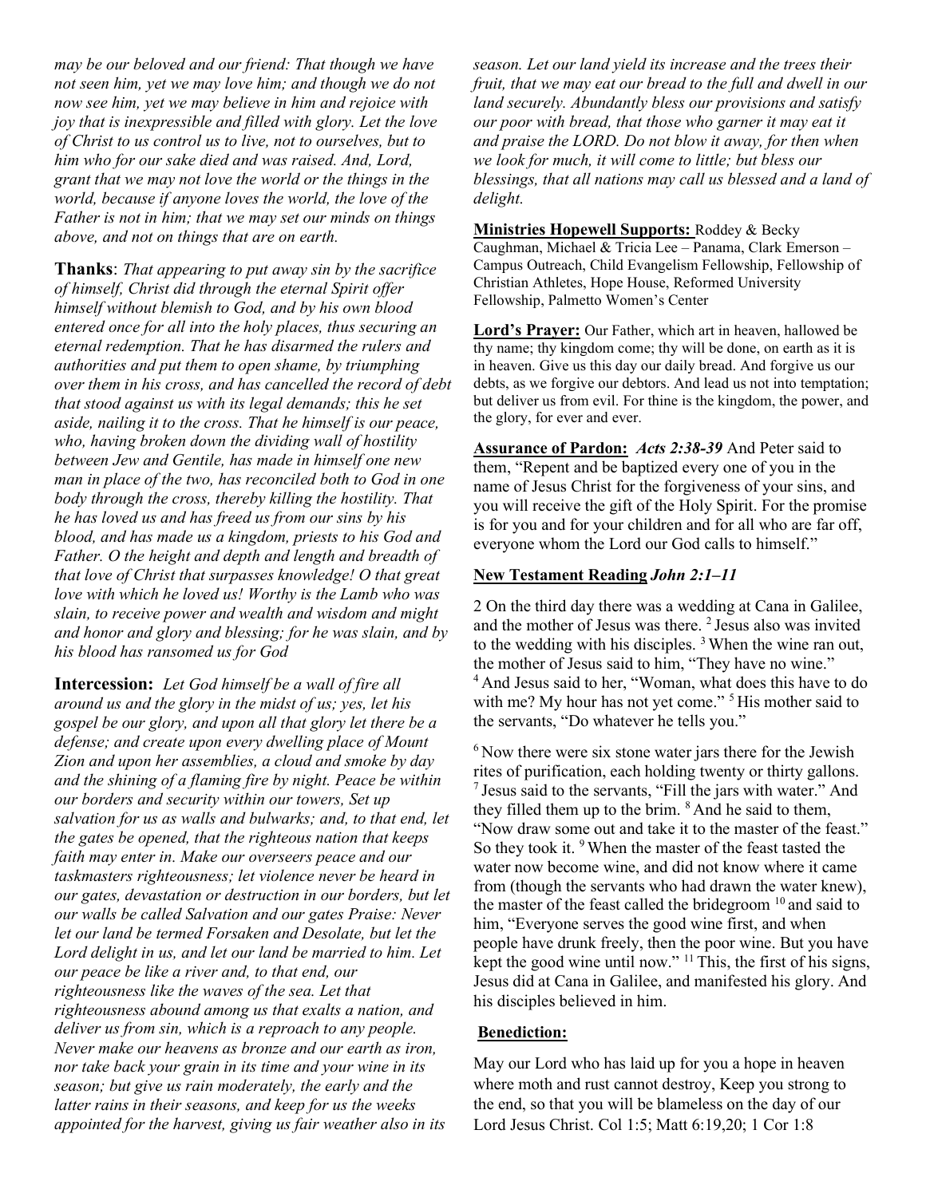*may be our beloved and our friend: That though we have not seen him, yet we may love him; and though we do not now see him, yet we may believe in him and rejoice with joy that is inexpressible and filled with glory. Let the love of Christ to us control us to live, not to ourselves, but to him who for our sake died and was raised. And, Lord, grant that we may not love the world or the things in the world, because if anyone loves the world, the love of the Father is not in him; that we may set our minds on things above, and not on things that are on earth.*

**Thanks**: *That appearing to put away sin by the sacrifice of himself, Christ did through the eternal Spirit offer himself without blemish to God, and by his own blood entered once for all into the holy places, thus securing an eternal redemption. That he has disarmed the rulers and authorities and put them to open shame, by triumphing over them in his cross, and has cancelled the record of debt that stood against us with its legal demands; this he set aside, nailing it to the cross. That he himself is our peace, who, having broken down the dividing wall of hostility between Jew and Gentile, has made in himself one new man in place of the two, has reconciled both to God in one body through the cross, thereby killing the hostility. That he has loved us and has freed us from our sins by his blood, and has made us a kingdom, priests to his God and Father. O the height and depth and length and breadth of that love of Christ that surpasses knowledge! O that great love with which he loved us! Worthy is the Lamb who was slain, to receive power and wealth and wisdom and might and honor and glory and blessing; for he was slain, and by his blood has ransomed us for God*

**Intercession:** *Let God himself be a wall of fire all around us and the glory in the midst of us; yes, let his gospel be our glory, and upon all that glory let there be a defense; and create upon every dwelling place of Mount Zion and upon her assemblies, a cloud and smoke by day and the shining of a flaming fire by night. Peace be within our borders and security within our towers, Set up salvation for us as walls and bulwarks; and, to that end, let the gates be opened, that the righteous nation that keeps faith may enter in. Make our overseers peace and our taskmasters righteousness; let violence never be heard in our gates, devastation or destruction in our borders, but let our walls be called Salvation and our gates Praise: Never let our land be termed Forsaken and Desolate, but let the Lord delight in us, and let our land be married to him. Let our peace be like a river and, to that end, our righteousness like the waves of the sea. Let that righteousness abound among us that exalts a nation, and deliver us from sin, which is a reproach to any people. Never make our heavens as bronze and our earth as iron, nor take back your grain in its time and your wine in its season; but give us rain moderately, the early and the latter rains in their seasons, and keep for us the weeks appointed for the harvest, giving us fair weather also in its season. Let our land yield its increase and the trees their fruit, that we may eat our bread to the full and dwell in our land securely. Abundantly bless our provisions and satisfy our poor with bread, that those who garner it may eat it and praise the LORD. Do not blow it away, for then when we look for much, it will come to little; but bless our blessings, that all nations may call us blessed and a land of delight.*

**Ministries Hopewell Supports:** Roddey & Becky Caughman, Michael & Tricia Lee – Panama, Clark Emerson – Campus Outreach, Child Evangelism Fellowship, Fellowship of Christian Athletes, Hope House, Reformed University Fellowship, Palmetto Women's Center

**Lord's Prayer:** Our Father, which art in heaven, hallowed be thy name; thy kingdom come; thy will be done, on earth as it is in heaven. Give us this day our daily bread. And forgive us our debts, as we forgive our debtors. And lead us not into temptation; but deliver us from evil. For thine is the kingdom, the power, and the glory, for ever and ever.

**Assurance of Pardon:** ***Acts 2:38-39*** And Peter said to them, "Repent and be baptized every one of you in the name of Jesus Christ for the forgiveness of your sins, and you will receive the gift of the Holy Spirit. For the promise is for you and for your children and for all who are far off, everyone whom the Lord our God calls to himself."

**New Testament Reading *John 2:1–11***

2 On the third day there was a wedding at Cana in Galilee, and the mother of Jesus was there. [2] Jesus also was invited to the wedding with his disciples. [3] When the wine ran out, the mother of Jesus said to him, "They have no wine." [4] And Jesus said to her, "Woman, what does this have to do with me? My hour has not yet come." [5] His mother said to the servants, "Do whatever he tells you."

[6] Now there were six stone water jars there for the Jewish rites of purification, each holding twenty or thirty gallons. [7] Jesus said to the servants, "Fill the jars with water." And they filled them up to the brim. [8] And he said to them, "Now draw some out and take it to the master of the feast." So they took it. [9] When the master of the feast tasted the water now become wine, and did not know where it came from (though the servants who had drawn the water knew), the master of the feast called the bridegroom [10] and said to him, "Everyone serves the good wine first, and when people have drunk freely, then the poor wine. But you have kept the good wine until now." [11] This, the first of his signs, Jesus did at Cana in Galilee, and manifested his glory. And his disciples believed in him.

**Benediction:**

May our Lord who has laid up for you a hope in heaven where moth and rust cannot destroy, Keep you strong to the end, so that you will be blameless on the day of our Lord Jesus Christ. Col 1:5; Matt 6:19,20; 1 Cor 1:8